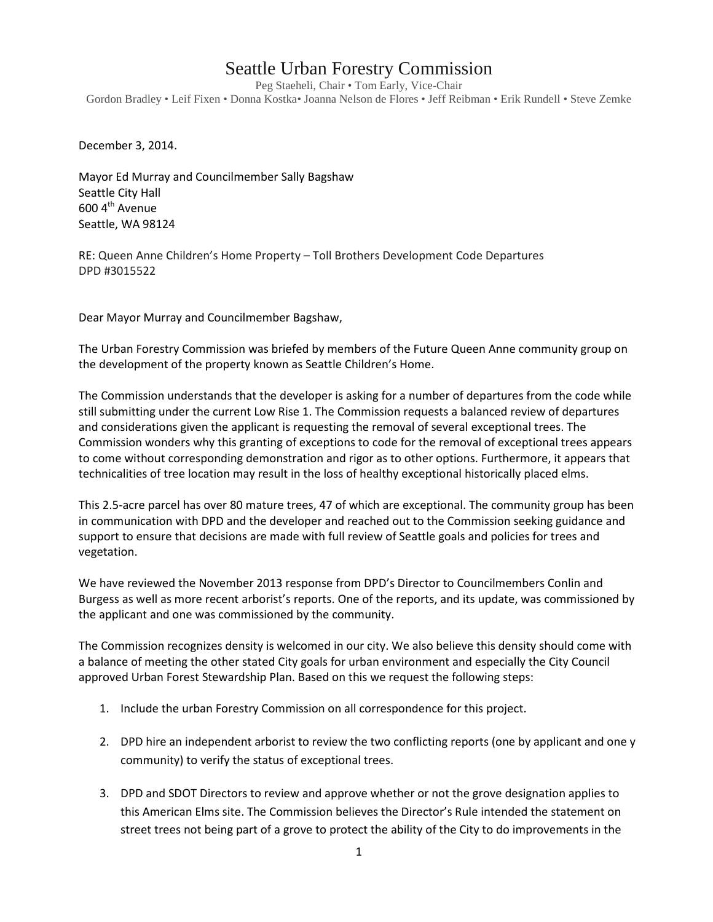# Seattle Urban Forestry Commission

Peg Staeheli, Chair • Tom Early, Vice-Chair
Gordon Bradley • Leif Fixen • Donna Kostka• Joanna Nelson de Flores • Jeff Reibman • Erik Rundell • Steve Zemke

December 3, 2014.

Mayor Ed Murray and Councilmember Sally Bagshaw
Seattle City Hall
600 4th Avenue
Seattle, WA 98124

RE: Queen Anne Children's Home Property – Toll Brothers Development Code Departures
DPD #3015522

Dear Mayor Murray and Councilmember Bagshaw,

The Urban Forestry Commission was briefed by members of the Future Queen Anne community group on the development of the property known as Seattle Children's Home.

The Commission understands that the developer is asking for a number of departures from the code while still submitting under the current Low Rise 1. The Commission requests a balanced review of departures and considerations given the applicant is requesting the removal of several exceptional trees. The Commission wonders why this granting of exceptions to code for the removal of exceptional trees appears to come without corresponding demonstration and rigor as to other options. Furthermore, it appears that technicalities of tree location may result in the loss of healthy exceptional historically placed elms.

This 2.5-acre parcel has over 80 mature trees, 47 of which are exceptional. The community group has been in communication with DPD and the developer and reached out to the Commission seeking guidance and support to ensure that decisions are made with full review of Seattle goals and policies for trees and vegetation.

We have reviewed the November 2013 response from DPD's Director to Councilmembers Conlin and Burgess as well as more recent arborist's reports. One of the reports, and its update, was commissioned by the applicant and one was commissioned by the community.

The Commission recognizes density is welcomed in our city. We also believe this density should come with a balance of meeting the other stated City goals for urban environment and especially the City Council approved Urban Forest Stewardship Plan. Based on this we request the following steps:

1. Include the urban Forestry Commission on all correspondence for this project.

2. DPD hire an independent arborist to review the two conflicting reports (one by applicant and one y community) to verify the status of exceptional trees.

3. DPD and SDOT Directors to review and approve whether or not the grove designation applies to this American Elms site. The Commission believes the Director's Rule intended the statement on street trees not being part of a grove to protect the ability of the City to do improvements in the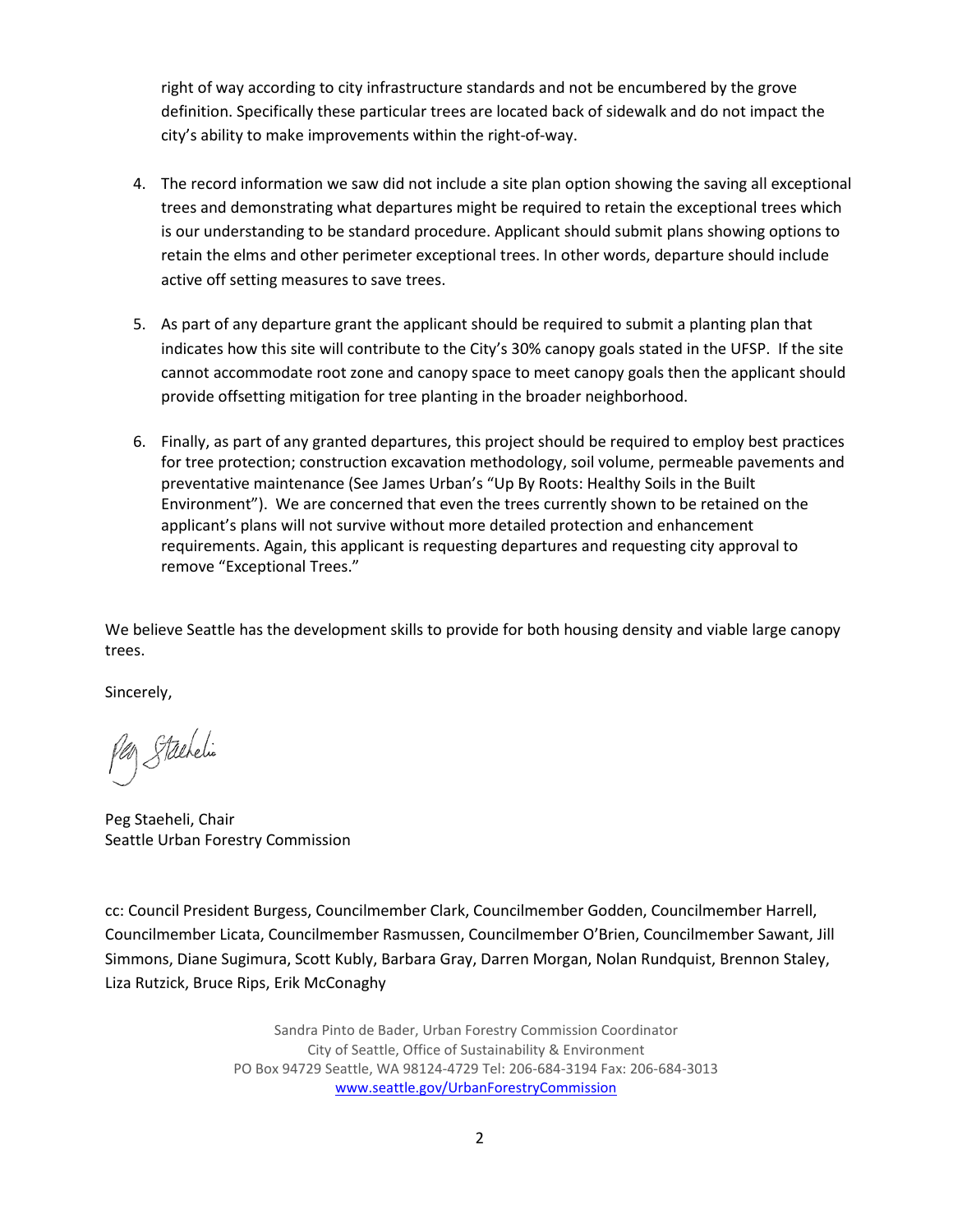right of way according to city infrastructure standards and not be encumbered by the grove definition. Specifically these particular trees are located back of sidewalk and do not impact the city's ability to make improvements within the right-of-way.

4. The record information we saw did not include a site plan option showing the saving all exceptional trees and demonstrating what departures might be required to retain the exceptional trees which is our understanding to be standard procedure. Applicant should submit plans showing options to retain the elms and other perimeter exceptional trees. In other words, departure should include active off setting measures to save trees.

5. As part of any departure grant the applicant should be required to submit a planting plan that indicates how this site will contribute to the City's 30% canopy goals stated in the UFSP. If the site cannot accommodate root zone and canopy space to meet canopy goals then the applicant should provide offsetting mitigation for tree planting in the broader neighborhood.

6. Finally, as part of any granted departures, this project should be required to employ best practices for tree protection; construction excavation methodology, soil volume, permeable pavements and preventative maintenance (See James Urban's "Up By Roots: Healthy Soils in the Built Environment"). We are concerned that even the trees currently shown to be retained on the applicant's plans will not survive without more detailed protection and enhancement requirements. Again, this applicant is requesting departures and requesting city approval to remove "Exceptional Trees."

We believe Seattle has the development skills to provide for both housing density and viable large canopy trees.

Sincerely,

Peg Staeheli

Peg Staeheli, Chair
Seattle Urban Forestry Commission

cc: Council President Burgess, Councilmember Clark, Councilmember Godden, Councilmember Harrell, Councilmember Licata, Councilmember Rasmussen, Councilmember O'Brien, Councilmember Sawant, Jill Simmons, Diane Sugimura, Scott Kubly, Barbara Gray, Darren Morgan, Nolan Rundquist, Brennon Staley, Liza Rutzick, Bruce Rips, Erik McConaghy

Sandra Pinto de Bader, Urban Forestry Commission Coordinator
City of Seattle, Office of Sustainability & Environment
PO Box 94729 Seattle, WA 98124-4729 Tel: 206-684-3194 Fax: 206-684-3013
www.seattle.gov/UrbanForestryCommission